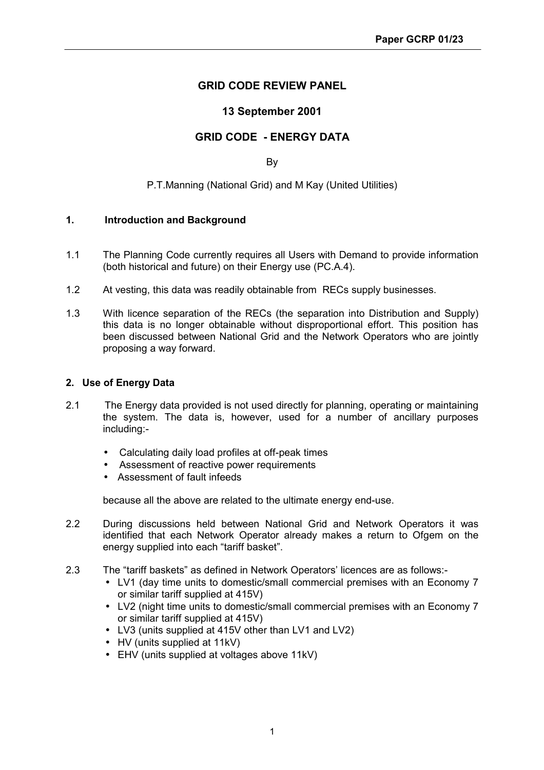**Paper GCRP 01/23**

# GRID CODE REVIEW PANEL

## 13 September 2001

## GRID CODE - ENERGY DATA

By

P.T.Manning (National Grid) and M Kay (United Utilities)

### 1. Introduction and Background

1.1 The Planning Code currently requires all Users with Demand to provide information (both historical and future) on their Energy use (PC.A.4).

1.2 At vesting, this data was readily obtainable from RECs supply businesses.

1.3 With licence separation of the RECs (the separation into Distribution and Supply) this data is no longer obtainable without disproportional effort. This position has been discussed between National Grid and the Network Operators who are jointly proposing a way forward.

### 2. Use of Energy Data

2.1 The Energy data provided is not used directly for planning, operating or maintaining the system. The data is, however, used for a number of ancillary purposes including:-

- Calculating daily load profiles at off-peak times
- Assessment of reactive power requirements
- Assessment of fault infeeds

because all the above are related to the ultimate energy end-use.

2.2 During discussions held between National Grid and Network Operators it was identified that each Network Operator already makes a return to Ofgem on the energy supplied into each "tariff basket".

2.3 The "tariff baskets" as defined in Network Operators' licences are as follows:-

- LV1 (day time units to domestic/small commercial premises with an Economy 7 or similar tariff supplied at 415V)
- LV2 (night time units to domestic/small commercial premises with an Economy 7 or similar tariff supplied at 415V)
- LV3 (units supplied at 415V other than LV1 and LV2)
- HV (units supplied at 11kV)
- EHV (units supplied at voltages above 11kV)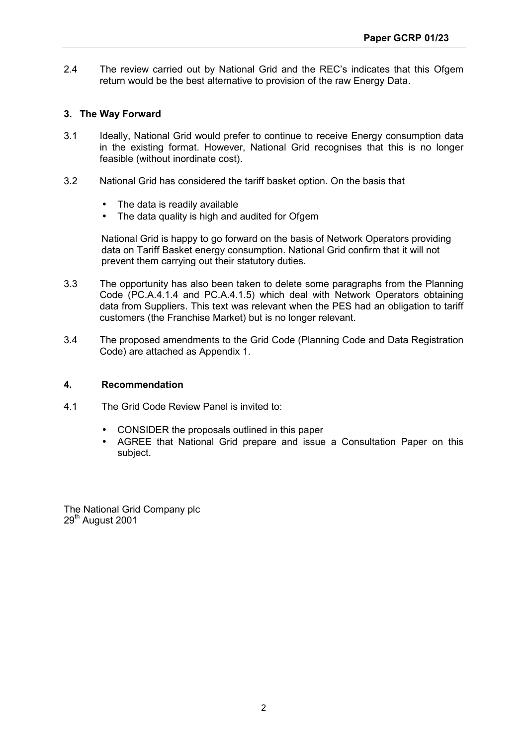2.4 The review carried out by National Grid and the REC's indicates that this Ofgem return would be the best alternative to provision of the raw Energy Data.

## 3. The Way Forward

3.1 Ideally, National Grid would prefer to continue to receive Energy consumption data in the existing format. However, National Grid recognises that this is no longer feasible (without inordinate cost).

3.2 National Grid has considered the tariff basket option. On the basis that

- The data is readily available
- The data quality is high and audited for Ofgem

National Grid is happy to go forward on the basis of Network Operators providing data on Tariff Basket energy consumption. National Grid confirm that it will not prevent them carrying out their statutory duties.

3.3 The opportunity has also been taken to delete some paragraphs from the Planning Code (PC.A.4.1.4 and PC.A.4.1.5) which deal with Network Operators obtaining data from Suppliers. This text was relevant when the PES had an obligation to tariff customers (the Franchise Market) but is no longer relevant.

3.4 The proposed amendments to the Grid Code (Planning Code and Data Registration Code) are attached as Appendix 1.

## 4. Recommendation

4.1 The Grid Code Review Panel is invited to:

- CONSIDER the proposals outlined in this paper
- AGREE that National Grid prepare and issue a Consultation Paper on this subject.

The National Grid Company plc
29th August 2001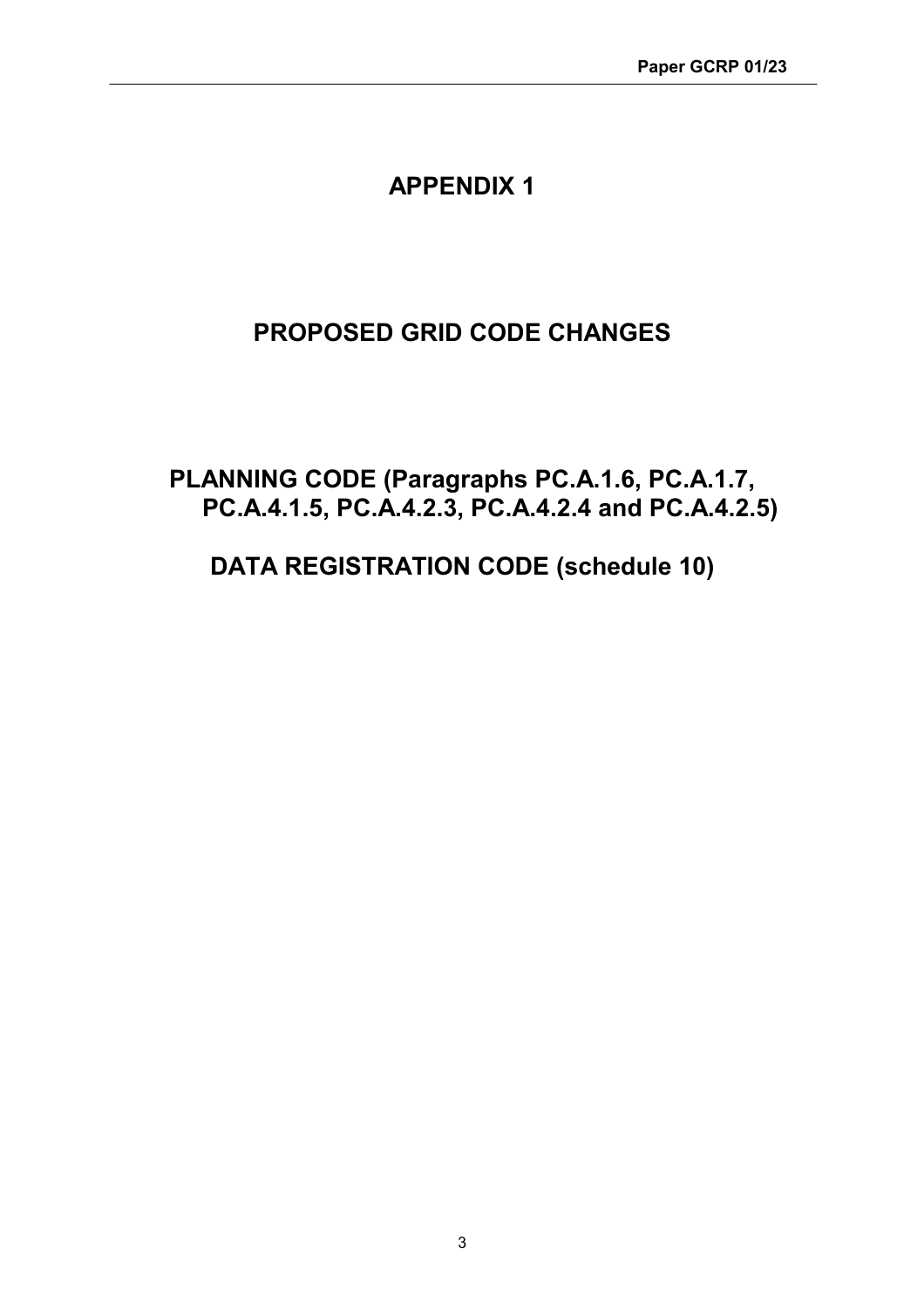# APPENDIX 1

## PROPOSED GRID CODE CHANGES

## PLANNING CODE (Paragraphs PC.A.1.6, PC.A.1.7, PC.A.4.1.5, PC.A.4.2.3, PC.A.4.2.4 and PC.A.4.2.5)

## DATA REGISTRATION CODE (schedule 10)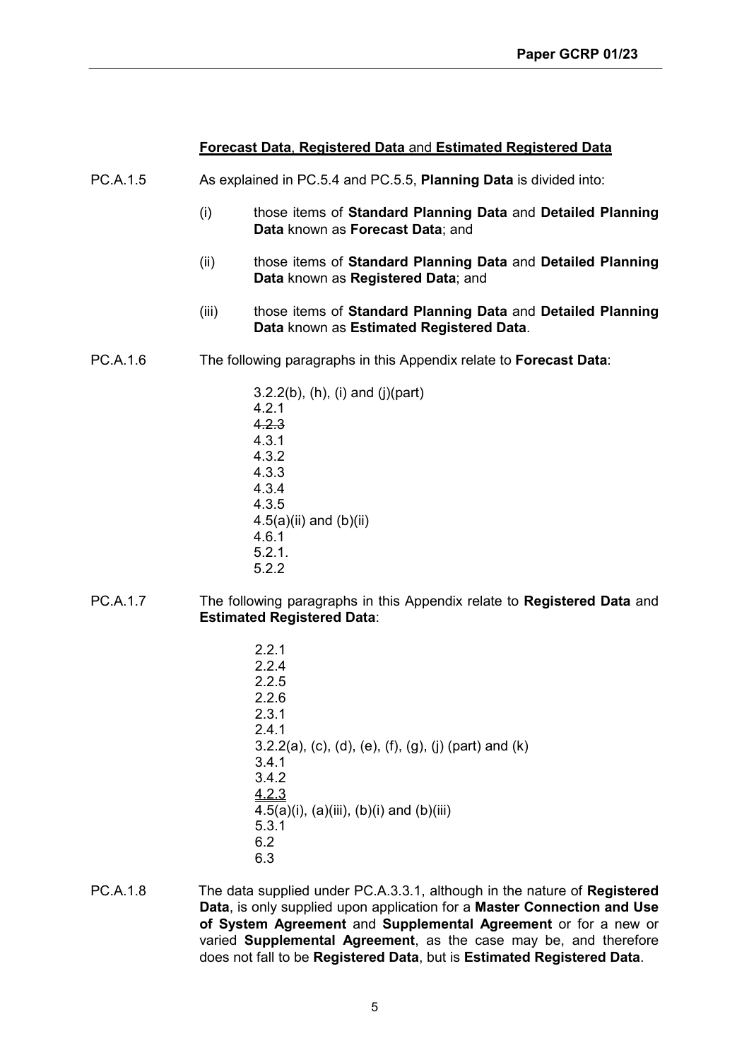**<u>Forecast Data</u>, <u>Registered Data</u> and <u>Estimated Registered Data</u>**

PC.A.1.5 As explained in PC.5.4 and PC.5.5, **Planning Data** is divided into:

(i) those items of **Standard Planning Data** and **Detailed Planning Data** known as **Forecast Data**; and

(ii) those items of **Standard Planning Data** and **Detailed Planning Data** known as **Registered Data**; and

(iii) those items of **Standard Planning Data** and **Detailed Planning Data** known as **Estimated Registered Data**.

PC.A.1.6 The following paragraphs in this Appendix relate to **Forecast Data**:

3.2.2(b), (h), (i) and (j)(part)
4.2.1
~~4.2.3~~
4.3.1
4.3.2
4.3.3
4.3.4
4.3.5
4.5(a)(ii) and (b)(ii)
4.6.1
5.2.1.
5.2.2

PC.A.1.7 The following paragraphs in this Appendix relate to **Registered Data** and **Estimated Registered Data**:

2.2.1
2.2.4
2.2.5
2.2.6
2.3.1
2.4.1
3.2.2(a), (c), (d), (e), (f), (g), (j) (part) and (k)
3.4.1
3.4.2
<u>4.2.3</u>
4.5(a)(i), (a)(iii), (b)(i) and (b)(iii)
5.3.1
6.2
6.3

PC.A.1.8 The data supplied under PC.A.3.3.1, although in the nature of **Registered Data**, is only supplied upon application for a **Master Connection and Use of System Agreement** and **Supplemental Agreement** or for a new or varied **Supplemental Agreement**, as the case may be, and therefore does not fall to be **Registered Data**, but is **Estimated Registered Data**.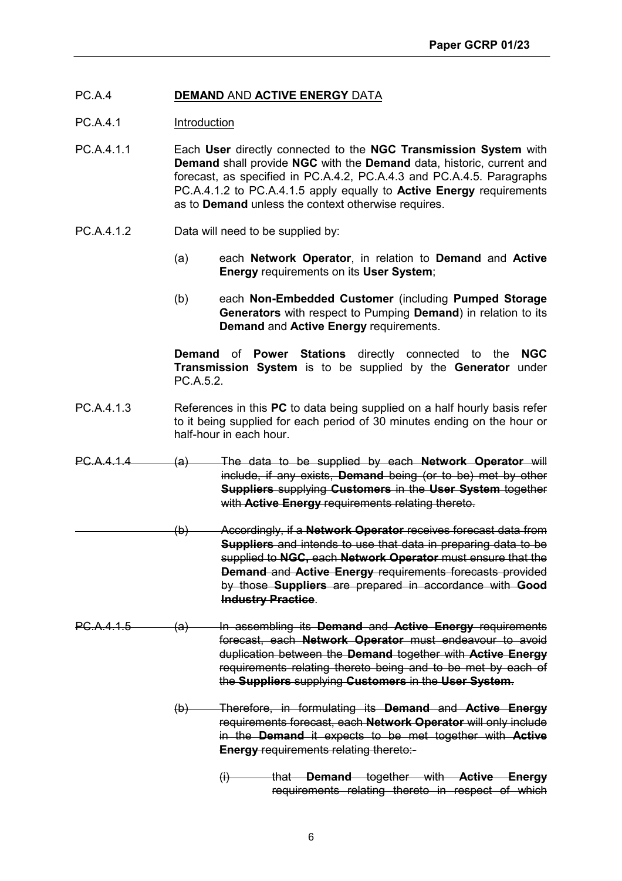PC.A.4 **DEMAND** AND **ACTIVE ENERGY** DATA

PC.A.4.1 Introduction

PC.A.4.1.1 Each **User** directly connected to the **NGC Transmission System** with **Demand** shall provide **NGC** with the **Demand** data, historic, current and forecast, as specified in PC.A.4.2, PC.A.4.3 and PC.A.4.5. Paragraphs PC.A.4.1.2 to PC.A.4.1.5 apply equally to **Active Energy** requirements as to **Demand** unless the context otherwise requires.

PC.A.4.1.2 Data will need to be supplied by:

(a) each **Network Operator**, in relation to **Demand** and **Active Energy** requirements on its **User System**;

(b) each **Non-Embedded Customer** (including **Pumped Storage Generators** with respect to Pumping **Demand**) in relation to its **Demand** and **Active Energy** requirements.

**Demand** of **Power Stations** directly connected to the **NGC Transmission System** is to be supplied by the **Generator** under PC.A.5.2.

PC.A.4.1.3 References in this **PC** to data being supplied on a half hourly basis refer to it being supplied for each period of 30 minutes ending on the hour or half-hour in each hour.

~~PC.A.4.1.4 (a) The data to be supplied by each **Network Operator** will include, if any exists, **Demand** being (or to be) met by other **Suppliers** supplying **Customers** in the **User System** together with **Active Energy** requirements relating thereto.~~

~~(b) Accordingly, if a **Network Operator** receives forecast data from **Suppliers** and intends to use that data in preparing data to be supplied to **NGC,** each **Network Operator** must ensure that the **Demand** and **Active Energy** requirements forecasts provided by those **Suppliers** are prepared in accordance with **Good Industry Practice**.~~

~~PC.A.4.1.5 (a) In assembling its **Demand** and **Active Energy** requirements forecast, each **Network Operator** must endeavour to avoid duplication between the **Demand** together with **Active Energy** requirements relating thereto being and to be met by each of the **Suppliers** supplying **Customers** in the **User System**.~~

~~(b) Therefore, in formulating its **Demand** and **Active Energy** requirements forecast, each **Network Operator** will only include in the **Demand** it expects to be met together with **Active Energy** requirements relating thereto:-~~

~~(i) that **Demand** together with **Active Energy** requirements relating thereto in respect of which~~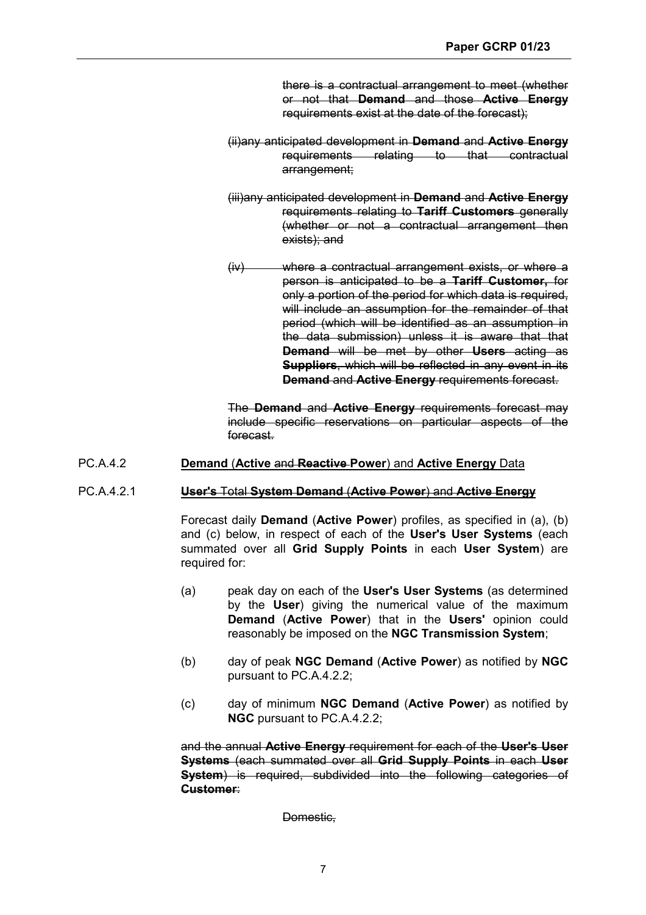~~there is a contractual arrangement to meet (whether or not that **Demand** and those **Active Energy** requirements exist at the date of the forecast);~~

~~(ii)any anticipated development in **Demand** and **Active Energy** requirements relating to that contractual arrangement;~~

~~(iii)any anticipated development in **Demand** and **Active Energy** requirements relating to **Tariff Customers** generally (whether or not a contractual arrangement then exists); and~~

~~(iv) where a contractual arrangement exists, or where a person is anticipated to be a **Tariff Customer,** for only a portion of the period for which data is required, will include an assumption for the remainder of that period (which will be identified as an assumption in the data submission) unless it is aware that that **Demand** will be met by other **Users** acting as **Suppliers**, which will be reflected in any event in its **Demand** and **Active Energy** requirements forecast.~~

~~The **Demand** and **Active Energy** requirements forecast may include specific reservations on particular aspects of the forecast.~~

PC.A.4.2 **<u>Demand</u>** **<u>(Active</u>** <u>~~and~~</u> **<u>~~Reactive~~ Power</u>**<u>) and</u> **<u>Active Energy</u>** <u>Data</u>

PC.A.4.2.1 <u>~~**User's** Total **System Demand** (**Active Power**) and **Active Energy**~~</u>

Forecast daily **Demand** (**Active Power**) profiles, as specified in (a), (b) and (c) below, in respect of each of the **User's User Systems** (each summated over all **Grid Supply Points** in each **User System**) are required for:

(a) peak day on each of the **User's User Systems** (as determined by the **User**) giving the numerical value of the maximum **Demand** (**Active Power**) that in the **Users'** opinion could reasonably be imposed on the **NGC Transmission System**;

(b) day of peak **NGC Demand** (**Active Power**) as notified by **NGC** pursuant to PC.A.4.2.2;

(c) day of minimum **NGC Demand** (**Active Power**) as notified by **NGC** pursuant to PC.A.4.2.2;

~~and the annual **Active Energy** requirement for each of the **User's User Systems** (each summated over all **Grid Supply Points** in each **User System**) is required, subdivided into the following categories of **Customer**:~~

~~Domestic,~~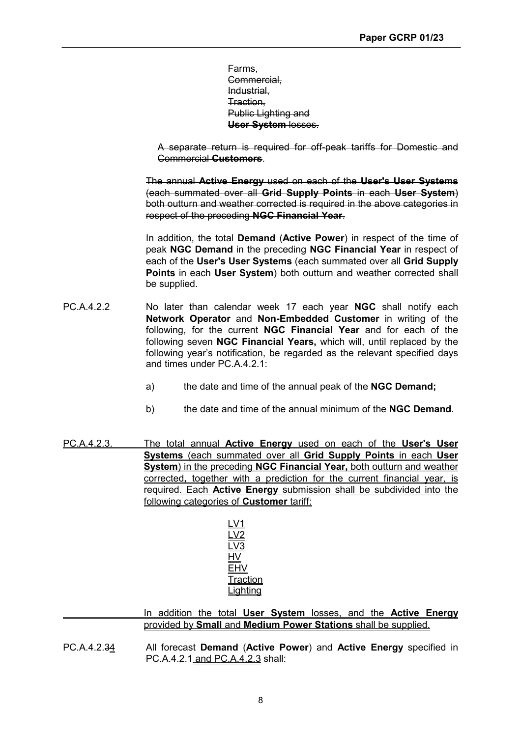~~Farms,~~
~~Commercial,~~
~~Industrial,~~
~~Traction,~~
~~Public Lighting and~~
~~**User System** losses.~~

~~A separate return is required for off-peak tariffs for Domestic and Commercial **Customers**.~~

~~The annual **Active Energy** used on each of the **User's User Systems** (each summated over all **Grid Supply Points** in each **User System**) both outturn and weather corrected is required in the above categories in respect of the preceding **NGC Financial Year**.~~

In addition, the total **Demand** (**Active Power**) in respect of the time of peak **NGC Demand** in the preceding **NGC Financial Year** in respect of each of the **User's User Systems** (each summated over all **Grid Supply Points** in each **User System**) both outturn and weather corrected shall be supplied.

PC.A.4.2.2 No later than calendar week 17 each year **NGC** shall notify each **Network Operator** and **Non-Embedded Customer** in writing of the following, for the current **NGC Financial Year** and for each of the following seven **NGC Financial Years,** which will, until replaced by the following year's notification, be regarded as the relevant specified days and times under PC.A.4.2.1:

a) the date and time of the annual peak of the **NGC Demand;**

b) the date and time of the annual minimum of the **NGC Demand**.

<u>PC.A.4.2.3. The total annual **Active Energy** used on each of the **User's User Systems** (each summated over all **Grid Supply Points** in each **User System**) in the preceding **NGC Financial Year,** both outturn and weather corrected**,** together with a prediction for the current financial year, is required. Each **Active Energy** submission shall be subdivided into the following categories of **Customer** tariff:</u>

<u>LV1</u>
<u>LV2</u>
<u>LV3</u>
<u>HV</u>
<u>EHV</u>
<u>Traction</u>
<u>Lighting</u>

<u>In addition the total **User System** losses, and the **Active Energy** provided by **Small** and **Medium Power Stations** shall be supplied.</u>

PC.A.4.2.~~3~~<u>4</u> All forecast **Demand** (**Active Power**) and **Active Energy** specified in PC.A.4.2.1<u> and PC.A.4.2.3</u> shall: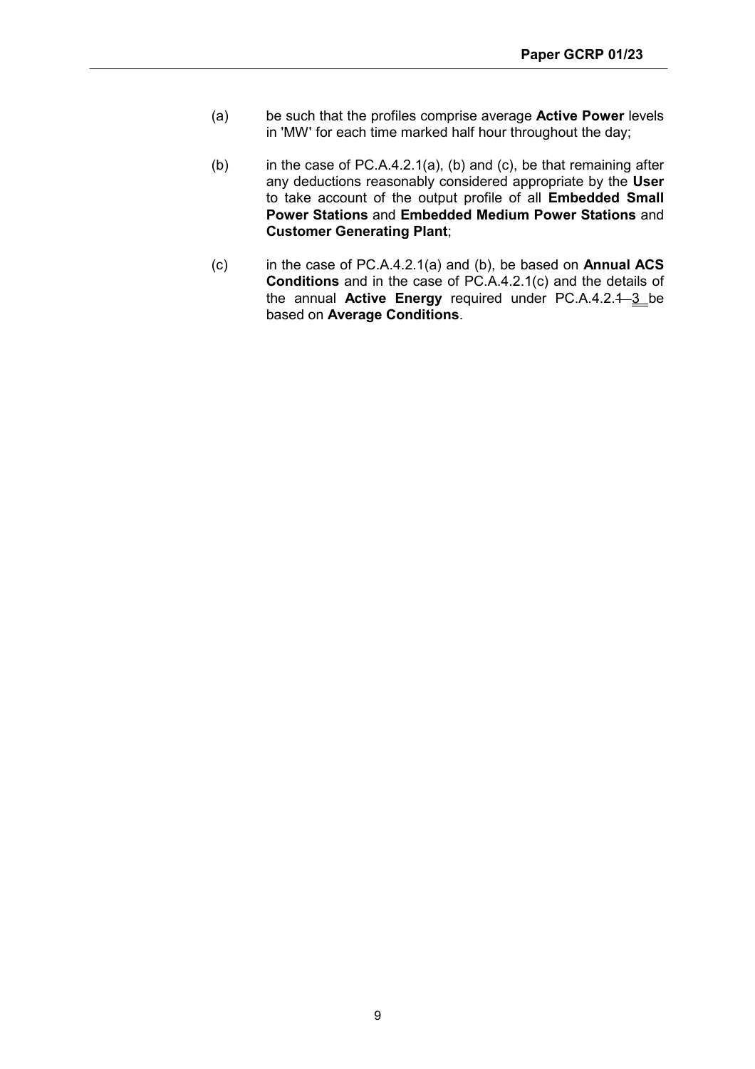(a) be such that the profiles comprise average **Active Power** levels in 'MW' for each time marked half hour throughout the day;

(b) in the case of PC.A.4.2.1(a), (b) and (c), be that remaining after any deductions reasonably considered appropriate by the **User** to take account of the output profile of all **Embedded Small Power Stations** and **Embedded Medium Power Stations** and **Customer Generating Plant**;

(c) in the case of PC.A.4.2.1(a) and (b), be based on **Annual ACS Conditions** and in the case of PC.A.4.2.1(c) and the details of the annual **Active Energy** required under PC.A.4.2.~~1~~ <ins>3</ins> be based on **Average Conditions**.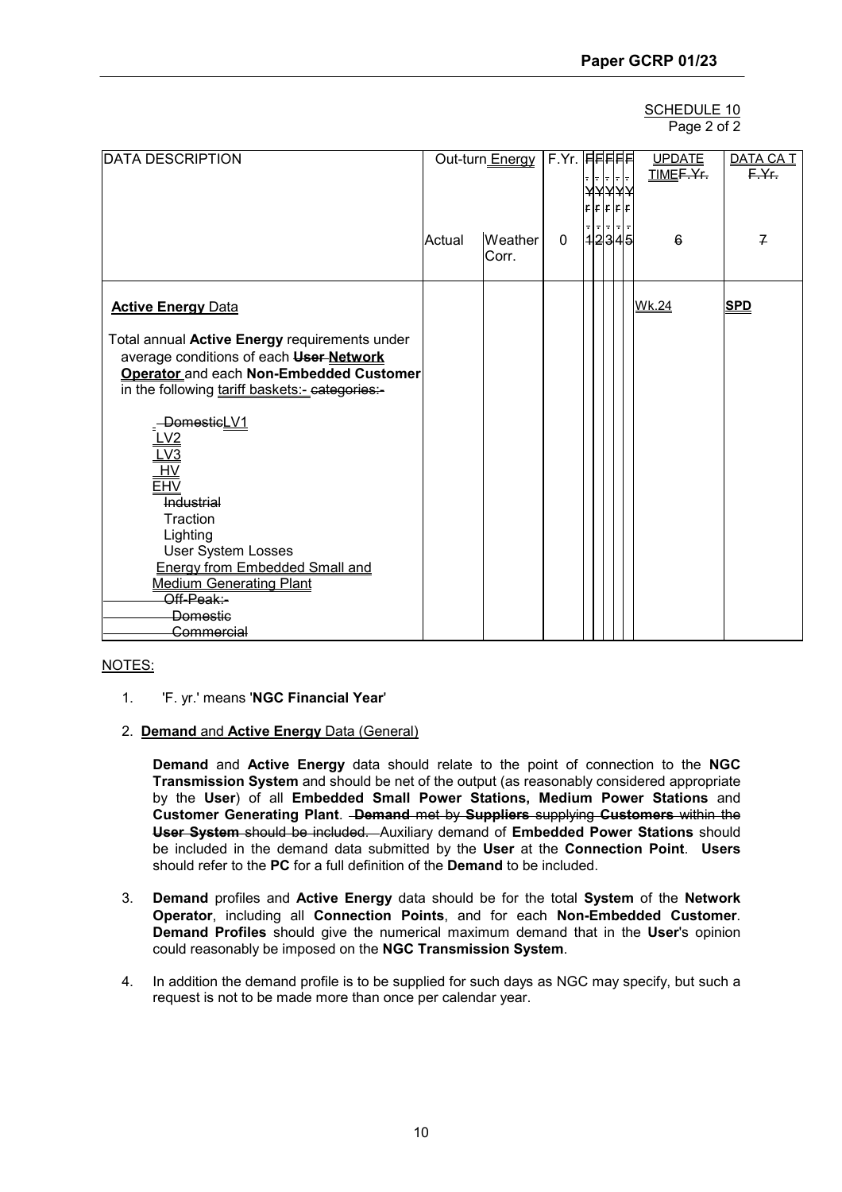SCHEDULE 10
Page 2 of 2

| DATA DESCRIPTION | Out-turn Energy | | F.Yr. | F.Yr. | F.Yr. | F.Yr. | F.Yr. | F.Yr. | UPDATE TIME ~~F.Yr.~~ | DATA CAT ~~F.Yr.~~ |
|---|---|---|---|---|---|---|---|---|---|---|
| | Actual | Weather Corr. | 0 | ~~1~~ | 2 | 3 | 4 | ~~5~~ | ~~6~~ | ~~7~~ |
| **Active Energy** Data | | | | | | | | | Wk.24 | **SPD** |
| Total annual **Active Energy** requirements under average conditions of each ~~**User**~~ **Network Operator** and each **Non-Embedded Customer** in the following tariff baskets:- ~~categories:-~~ | | | | | | | | | | |
| ~~Domestic~~LV1<br>LV2<br>LV3<br>HV<br>EHV<br>~~Industrial~~<br>Traction<br>Lighting<br>User System Losses<br>Energy from Embedded Small and Medium Generating Plant<br>~~Off-Peak:-~~<br>~~Domestic~~<br>~~Commercial~~ | | | | | | | | | | |

NOTES:

1. 'F. yr.' means '**NGC Financial Year**'

2. **Demand** and **Active Energy** Data (General)

   **Demand** and **Active Energy** data should relate to the point of connection to the **NGC Transmission System** and should be net of the output (as reasonably considered appropriate by the **User**) of all **Embedded Small Power Stations, Medium Power Stations** and **Customer Generating Plant**. ~~**Demand** met by **Suppliers** supplying **Customers** within the **User System** should be included.~~ Auxiliary demand of **Embedded Power Stations** should be included in the demand data submitted by the **User** at the **Connection Point**. **Users** should refer to the **PC** for a full definition of the **Demand** to be included.

3. **Demand** profiles and **Active Energy** data should be for the total **System** of the **Network Operator**, including all **Connection Points**, and for each **Non-Embedded Customer**. **Demand Profiles** should give the numerical maximum demand that in the **User**'s opinion could reasonably be imposed on the **NGC Transmission System**.

4. In addition the demand profile is to be supplied for such days as NGC may specify, but such a request is not to be made more than once per calendar year.